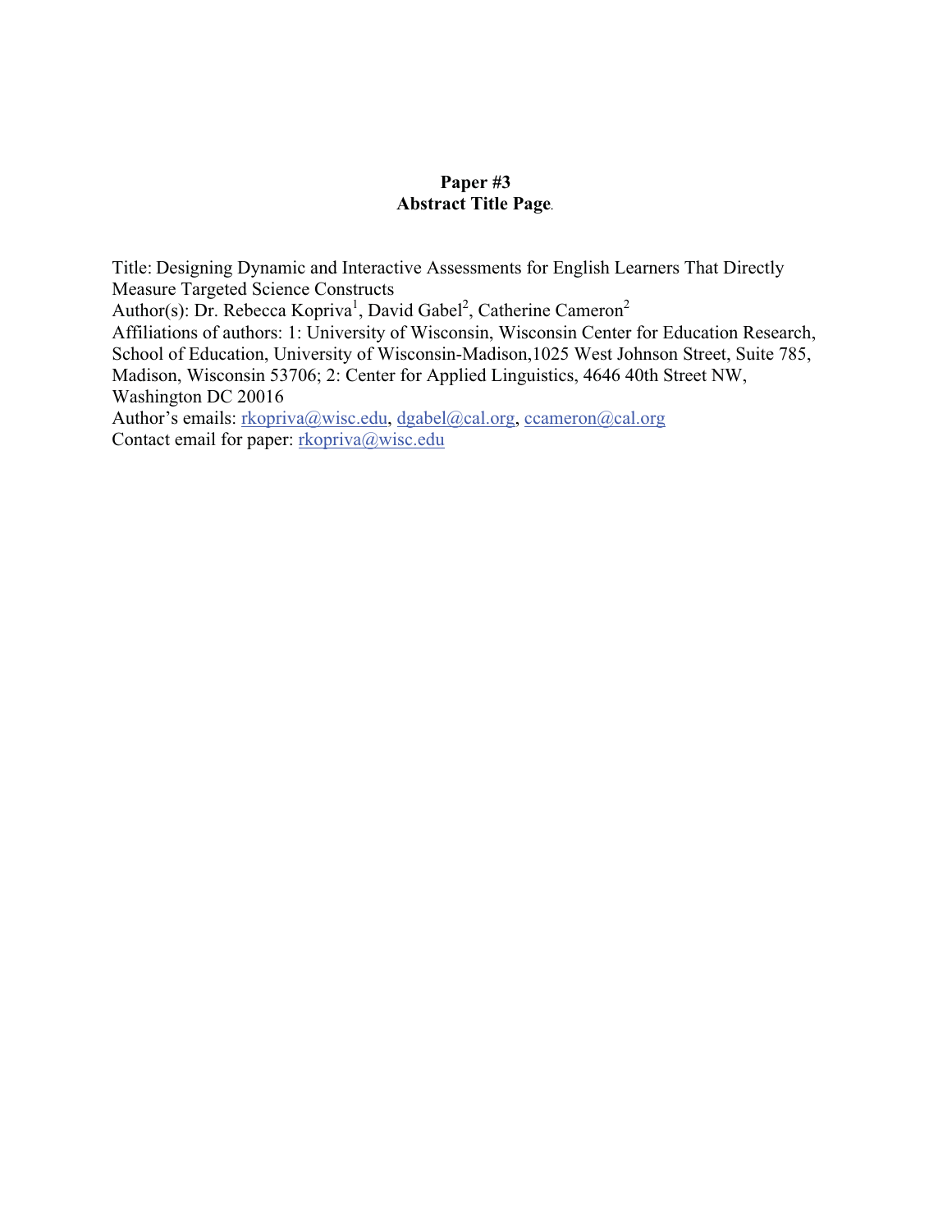**Paper #3**
**Abstract Title Page**

Title: Designing Dynamic and Interactive Assessments for English Learners That Directly Measure Targeted Science Constructs
Author(s): Dr. Rebecca Kopriva[1], David Gabel[2], Catherine Cameron[2]
Affiliations of authors: 1: University of Wisconsin, Wisconsin Center for Education Research, School of Education, University of Wisconsin-Madison,1025 West Johnson Street, Suite 785, Madison, Wisconsin 53706; 2: Center for Applied Linguistics, 4646 40th Street NW, Washington DC 20016
Author's emails: rkopriva@wisc.edu, dgabel@cal.org, ccameron@cal.org
Contact email for paper: rkopriva@wisc.edu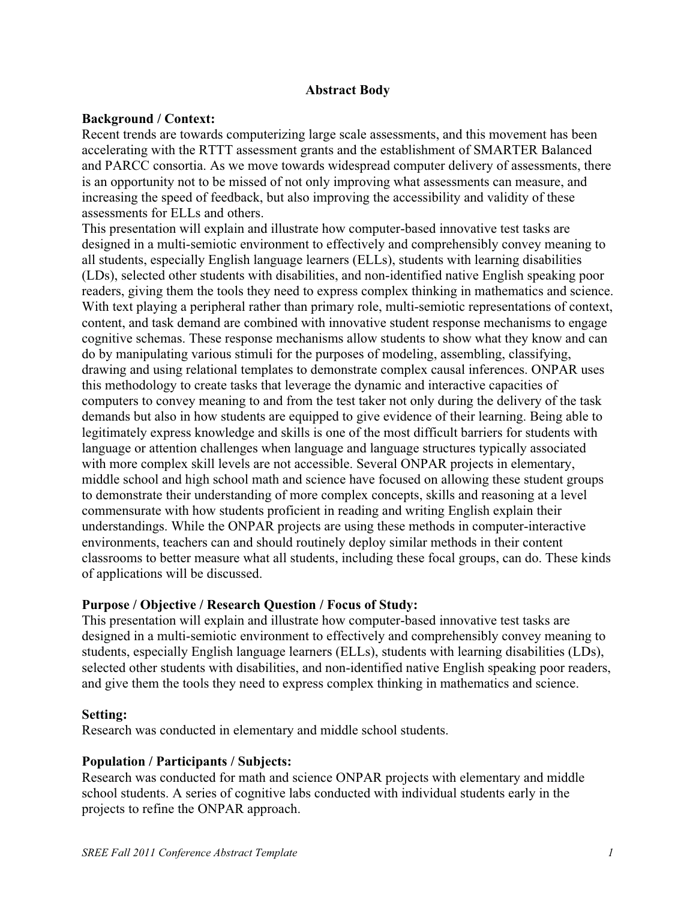## Abstract Body

**Background / Context:**

Recent trends are towards computerizing large scale assessments, and this movement has been accelerating with the RTTT assessment grants and the establishment of SMARTER Balanced and PARCC consortia. As we move towards widespread computer delivery of assessments, there is an opportunity not to be missed of not only improving what assessments can measure, and increasing the speed of feedback, but also improving the accessibility and validity of these assessments for ELLs and others.

This presentation will explain and illustrate how computer-based innovative test tasks are designed in a multi-semiotic environment to effectively and comprehensibly convey meaning to all students, especially English language learners (ELLs), students with learning disabilities (LDs), selected other students with disabilities, and non-identified native English speaking poor readers, giving them the tools they need to express complex thinking in mathematics and science. With text playing a peripheral rather than primary role, multi-semiotic representations of context, content, and task demand are combined with innovative student response mechanisms to engage cognitive schemas. These response mechanisms allow students to show what they know and can do by manipulating various stimuli for the purposes of modeling, assembling, classifying, drawing and using relational templates to demonstrate complex causal inferences. ONPAR uses this methodology to create tasks that leverage the dynamic and interactive capacities of computers to convey meaning to and from the test taker not only during the delivery of the task demands but also in how students are equipped to give evidence of their learning. Being able to legitimately express knowledge and skills is one of the most difficult barriers for students with language or attention challenges when language and language structures typically associated with more complex skill levels are not accessible. Several ONPAR projects in elementary, middle school and high school math and science have focused on allowing these student groups to demonstrate their understanding of more complex concepts, skills and reasoning at a level commensurate with how students proficient in reading and writing English explain their understandings. While the ONPAR projects are using these methods in computer-interactive environments, teachers can and should routinely deploy similar methods in their content classrooms to better measure what all students, including these focal groups, can do. These kinds of applications will be discussed.

**Purpose / Objective / Research Question / Focus of Study:**

This presentation will explain and illustrate how computer-based innovative test tasks are designed in a multi-semiotic environment to effectively and comprehensibly convey meaning to students, especially English language learners (ELLs), students with learning disabilities (LDs), selected other students with disabilities, and non-identified native English speaking poor readers, and give them the tools they need to express complex thinking in mathematics and science.

**Setting:**

Research was conducted in elementary and middle school students.

**Population / Participants / Subjects:**

Research was conducted for math and science ONPAR projects with elementary and middle school students. A series of cognitive labs conducted with individual students early in the projects to refine the ONPAR approach.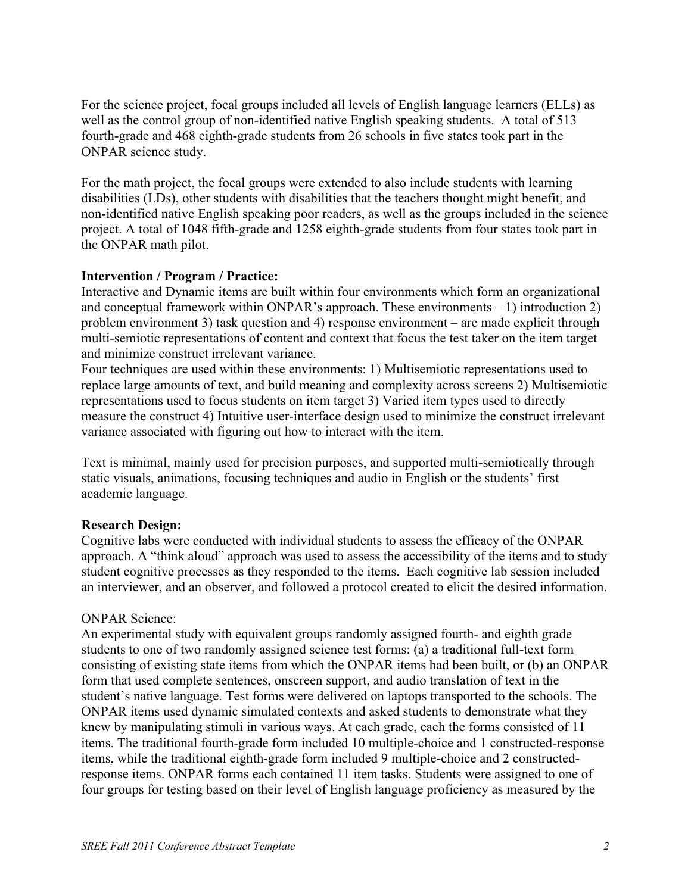For the science project, focal groups included all levels of English language learners (ELLs) as well as the control group of non-identified native English speaking students. A total of 513 fourth-grade and 468 eighth-grade students from 26 schools in five states took part in the ONPAR science study.

For the math project, the focal groups were extended to also include students with learning disabilities (LDs), other students with disabilities that the teachers thought might benefit, and non-identified native English speaking poor readers, as well as the groups included in the science project. A total of 1048 fifth-grade and 1258 eighth-grade students from four states took part in the ONPAR math pilot.

**Intervention / Program / Practice:**
Interactive and Dynamic items are built within four environments which form an organizational and conceptual framework within ONPAR's approach. These environments – 1) introduction 2) problem environment 3) task question and 4) response environment – are made explicit through multi-semiotic representations of content and context that focus the test taker on the item target and minimize construct irrelevant variance.
Four techniques are used within these environments: 1) Multisemiotic representations used to replace large amounts of text, and build meaning and complexity across screens 2) Multisemiotic representations used to focus students on item target 3) Varied item types used to directly measure the construct 4) Intuitive user-interface design used to minimize the construct irrelevant variance associated with figuring out how to interact with the item.

Text is minimal, mainly used for precision purposes, and supported multi-semiotically through static visuals, animations, focusing techniques and audio in English or the students' first academic language.

**Research Design:**
Cognitive labs were conducted with individual students to assess the efficacy of the ONPAR approach. A "think aloud" approach was used to assess the accessibility of the items and to study student cognitive processes as they responded to the items. Each cognitive lab session included an interviewer, and an observer, and followed a protocol created to elicit the desired information.

ONPAR Science:
An experimental study with equivalent groups randomly assigned fourth- and eighth grade students to one of two randomly assigned science test forms: (a) a traditional full-text form consisting of existing state items from which the ONPAR items had been built, or (b) an ONPAR form that used complete sentences, onscreen support, and audio translation of text in the student's native language. Test forms were delivered on laptops transported to the schools. The ONPAR items used dynamic simulated contexts and asked students to demonstrate what they knew by manipulating stimuli in various ways. At each grade, each the forms consisted of 11 items. The traditional fourth-grade form included 10 multiple-choice and 1 constructed-response items, while the traditional eighth-grade form included 9 multiple-choice and 2 constructed-response items. ONPAR forms each contained 11 item tasks. Students were assigned to one of four groups for testing based on their level of English language proficiency as measured by the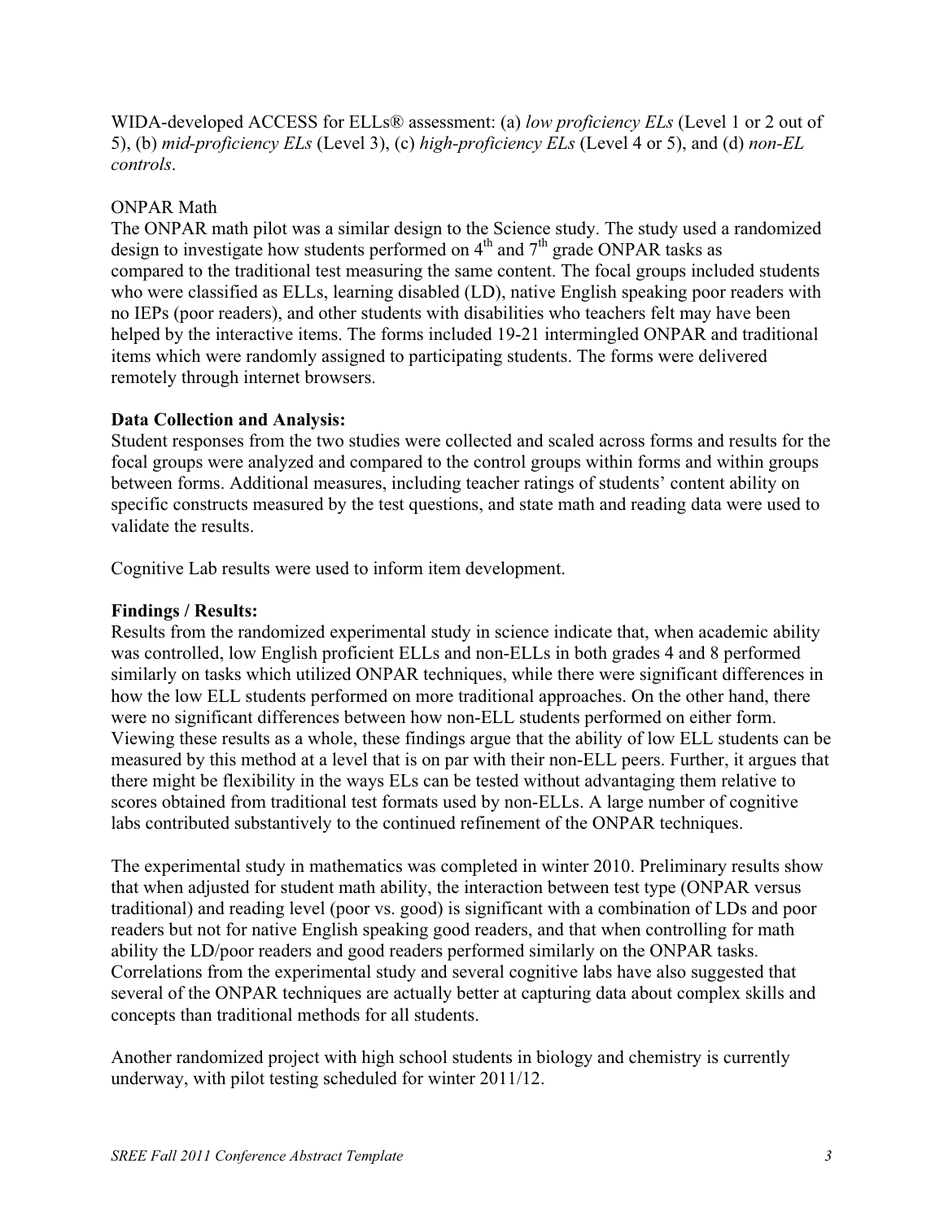WIDA-developed ACCESS for ELLs® assessment: (a) *low proficiency ELs* (Level 1 or 2 out of 5), (b) *mid-proficiency ELs* (Level 3), (c) *high-proficiency ELs* (Level 4 or 5), and (d) *non-EL controls*.

ONPAR Math

The ONPAR math pilot was a similar design to the Science study. The study used a randomized design to investigate how students performed on 4th and 7th grade ONPAR tasks as compared to the traditional test measuring the same content. The focal groups included students who were classified as ELLs, learning disabled (LD), native English speaking poor readers with no IEPs (poor readers), and other students with disabilities who teachers felt may have been helped by the interactive items. The forms included 19-21 intermingled ONPAR and traditional items which were randomly assigned to participating students. The forms were delivered remotely through internet browsers.

**Data Collection and Analysis:**

Student responses from the two studies were collected and scaled across forms and results for the focal groups were analyzed and compared to the control groups within forms and within groups between forms. Additional measures, including teacher ratings of students' content ability on specific constructs measured by the test questions, and state math and reading data were used to validate the results.

Cognitive Lab results were used to inform item development.

**Findings / Results:**

Results from the randomized experimental study in science indicate that, when academic ability was controlled, low English proficient ELLs and non-ELLs in both grades 4 and 8 performed similarly on tasks which utilized ONPAR techniques, while there were significant differences in how the low ELL students performed on more traditional approaches. On the other hand, there were no significant differences between how non-ELL students performed on either form. Viewing these results as a whole, these findings argue that the ability of low ELL students can be measured by this method at a level that is on par with their non-ELL peers. Further, it argues that there might be flexibility in the ways ELs can be tested without advantaging them relative to scores obtained from traditional test formats used by non-ELLs. A large number of cognitive labs contributed substantively to the continued refinement of the ONPAR techniques.

The experimental study in mathematics was completed in winter 2010. Preliminary results show that when adjusted for student math ability, the interaction between test type (ONPAR versus traditional) and reading level (poor vs. good) is significant with a combination of LDs and poor readers but not for native English speaking good readers, and that when controlling for math ability the LD/poor readers and good readers performed similarly on the ONPAR tasks. Correlations from the experimental study and several cognitive labs have also suggested that several of the ONPAR techniques are actually better at capturing data about complex skills and concepts than traditional methods for all students.

Another randomized project with high school students in biology and chemistry is currently underway, with pilot testing scheduled for winter 2011/12.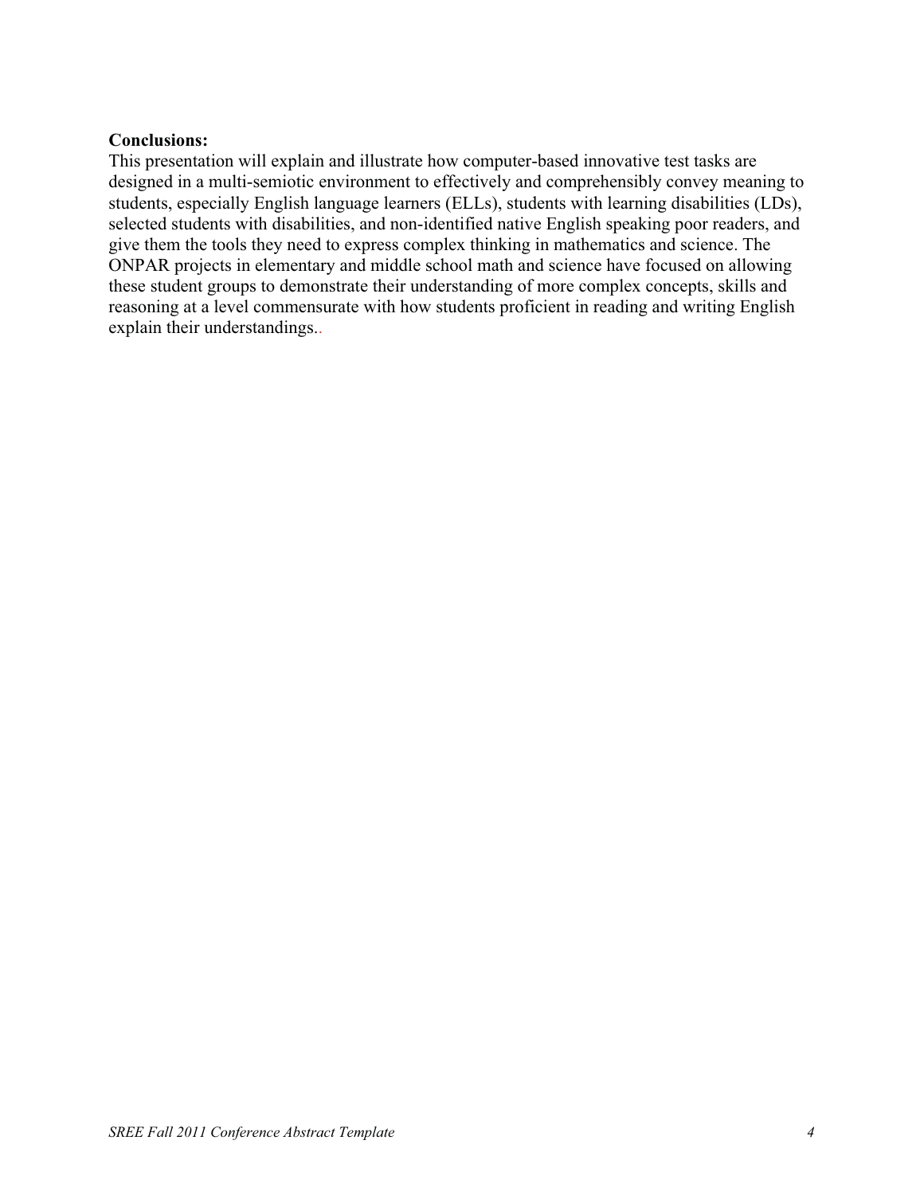**Conclusions:**

This presentation will explain and illustrate how computer-based innovative test tasks are designed in a multi-semiotic environment to effectively and comprehensibly convey meaning to students, especially English language learners (ELLs), students with learning disabilities (LDs), selected students with disabilities, and non-identified native English speaking poor readers, and give them the tools they need to express complex thinking in mathematics and science. The ONPAR projects in elementary and middle school math and science have focused on allowing these student groups to demonstrate their understanding of more complex concepts, skills and reasoning at a level commensurate with how students proficient in reading and writing English explain their understandings..